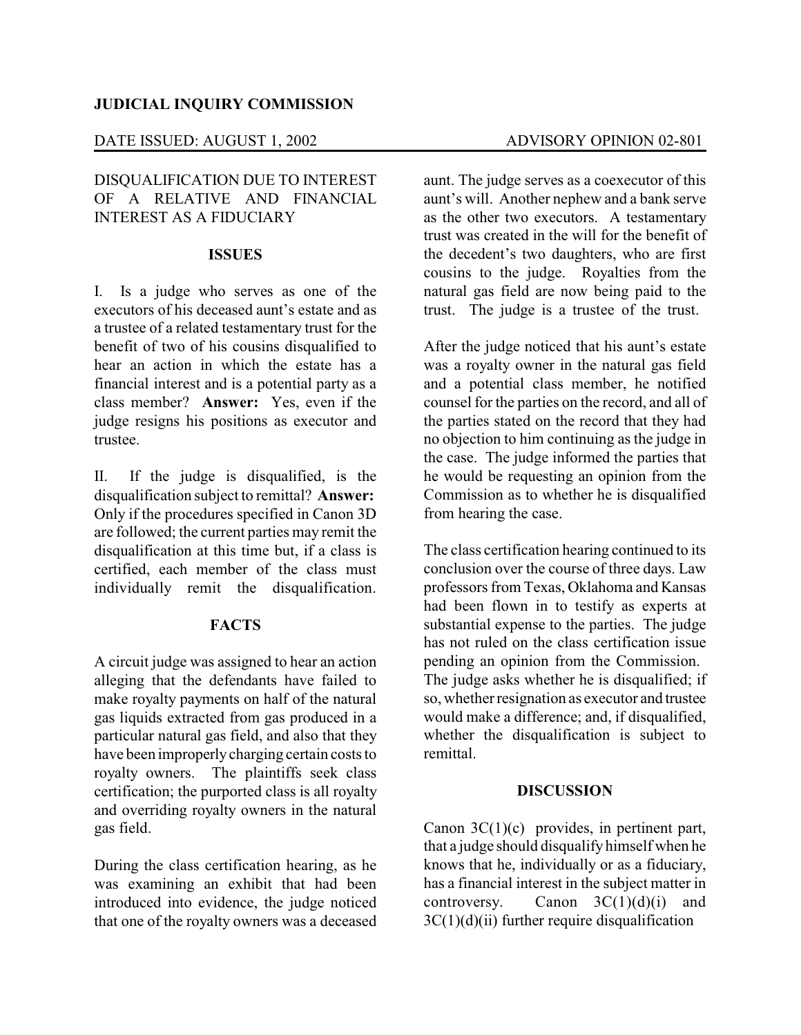**JUDICIAL INQUIRY COMMISSION**

DATE ISSUED: AUGUST 1, 2002 ADVISORY OPINION 02-801

DISQUALIFICATION DUE TO INTEREST OF A RELATIVE AND FINANCIAL INTEREST AS A FIDUCIARY

**ISSUES**

I. Is a judge who serves as one of the executors of his deceased aunt's estate and as a trustee of a related testamentary trust for the benefit of two of his cousins disqualified to hear an action in which the estate has a financial interest and is a potential party as a class member? **Answer:** Yes, even if the judge resigns his positions as executor and trustee.

II. If the judge is disqualified, is the disqualification subject to remittal? **Answer:** Only if the procedures specified in Canon 3D are followed; the current parties may remit the disqualification at this time but, if a class is certified, each member of the class must individually remit the disqualification.

**FACTS**

A circuit judge was assigned to hear an action alleging that the defendants have failed to make royalty payments on half of the natural gas liquids extracted from gas produced in a particular natural gas field, and also that they have been improperly charging certain costs to royalty owners. The plaintiffs seek class certification; the purported class is all royalty and overriding royalty owners in the natural gas field.

During the class certification hearing, as he was examining an exhibit that had been introduced into evidence, the judge noticed that one of the royalty owners was a deceased aunt. The judge serves as a coexecutor of this aunt's will. Another nephew and a bank serve as the other two executors. A testamentary trust was created in the will for the benefit of the decedent's two daughters, who are first cousins to the judge. Royalties from the natural gas field are now being paid to the trust. The judge is a trustee of the trust.

After the judge noticed that his aunt's estate was a royalty owner in the natural gas field and a potential class member, he notified counsel for the parties on the record, and all of the parties stated on the record that they had no objection to him continuing as the judge in the case. The judge informed the parties that he would be requesting an opinion from the Commission as to whether he is disqualified from hearing the case.

The class certification hearing continued to its conclusion over the course of three days. Law professors from Texas, Oklahoma and Kansas had been flown in to testify as experts at substantial expense to the parties. The judge has not ruled on the class certification issue pending an opinion from the Commission. The judge asks whether he is disqualified; if so, whether resignation as executor and trustee would make a difference; and, if disqualified, whether the disqualification is subject to remittal.

**DISCUSSION**

Canon 3C(1)(c) provides, in pertinent part, that a judge should disqualify himself when he knows that he, individually or as a fiduciary, has a financial interest in the subject matter in controversy. Canon 3C(1)(d)(i) and 3C(1)(d)(ii) further require disqualification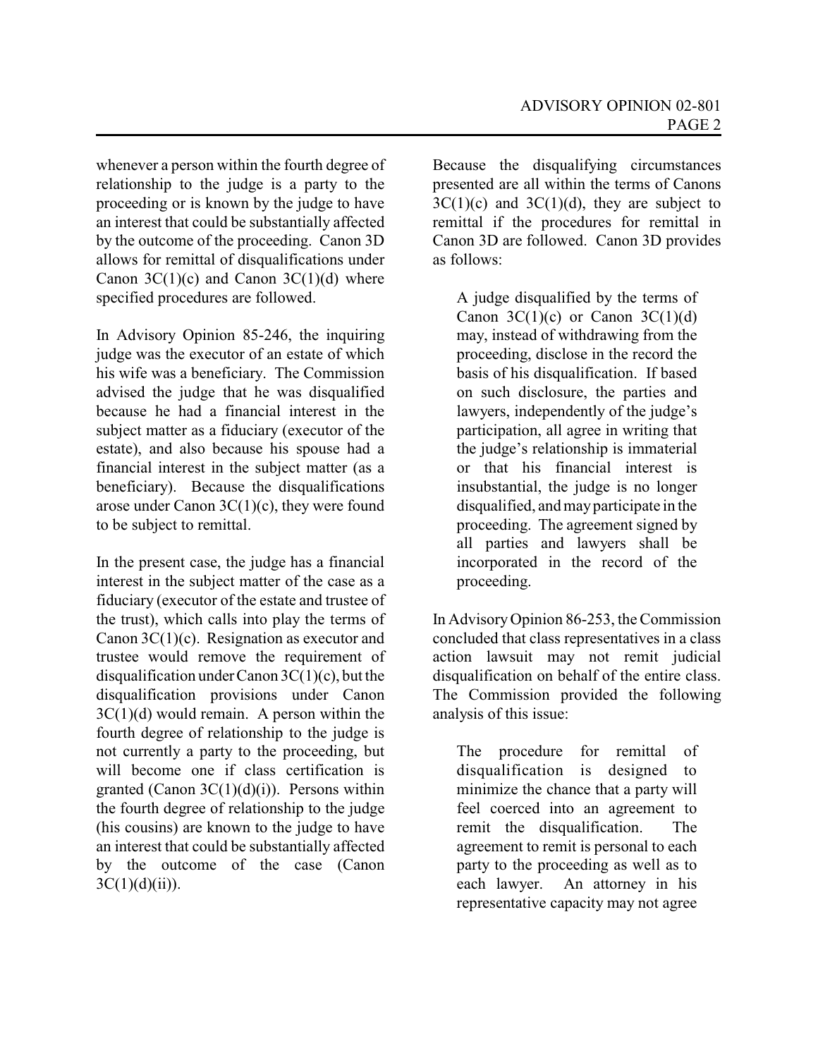whenever a person within the fourth degree of relationship to the judge is a party to the proceeding or is known by the judge to have an interest that could be substantially affected by the outcome of the proceeding. Canon 3D allows for remittal of disqualifications under Canon 3C(1)(c) and Canon 3C(1)(d) where specified procedures are followed.

In Advisory Opinion 85-246, the inquiring judge was the executor of an estate of which his wife was a beneficiary. The Commission advised the judge that he was disqualified because he had a financial interest in the subject matter as a fiduciary (executor of the estate), and also because his spouse had a financial interest in the subject matter (as a beneficiary). Because the disqualifications arose under Canon 3C(1)(c), they were found to be subject to remittal.

In the present case, the judge has a financial interest in the subject matter of the case as a fiduciary (executor of the estate and trustee of the trust), which calls into play the terms of Canon 3C(1)(c). Resignation as executor and trustee would remove the requirement of disqualification under Canon 3C(1)(c), but the disqualification provisions under Canon 3C(1)(d) would remain. A person within the fourth degree of relationship to the judge is not currently a party to the proceeding, but will become one if class certification is granted (Canon 3C(1)(d)(i)). Persons within the fourth degree of relationship to the judge (his cousins) are known to the judge to have an interest that could be substantially affected by the outcome of the case (Canon 3C(1)(d)(ii)).

Because the disqualifying circumstances presented are all within the terms of Canons 3C(1)(c) and 3C(1)(d), they are subject to remittal if the procedures for remittal in Canon 3D are followed. Canon 3D provides as follows:

> A judge disqualified by the terms of Canon 3C(1)(c) or Canon 3C(1)(d) may, instead of withdrawing from the proceeding, disclose in the record the basis of his disqualification. If based on such disclosure, the parties and lawyers, independently of the judge's participation, all agree in writing that the judge's relationship is immaterial or that his financial interest is insubstantial, the judge is no longer disqualified, and may participate in the proceeding. The agreement signed by all parties and lawyers shall be incorporated in the record of the proceeding.

In Advisory Opinion 86-253, the Commission concluded that class representatives in a class action lawsuit may not remit judicial disqualification on behalf of the entire class. The Commission provided the following analysis of this issue:

> The procedure for remittal of disqualification is designed to minimize the chance that a party will feel coerced into an agreement to remit the disqualification. The agreement to remit is personal to each party to the proceeding as well as to each lawyer. An attorney in his representative capacity may not agree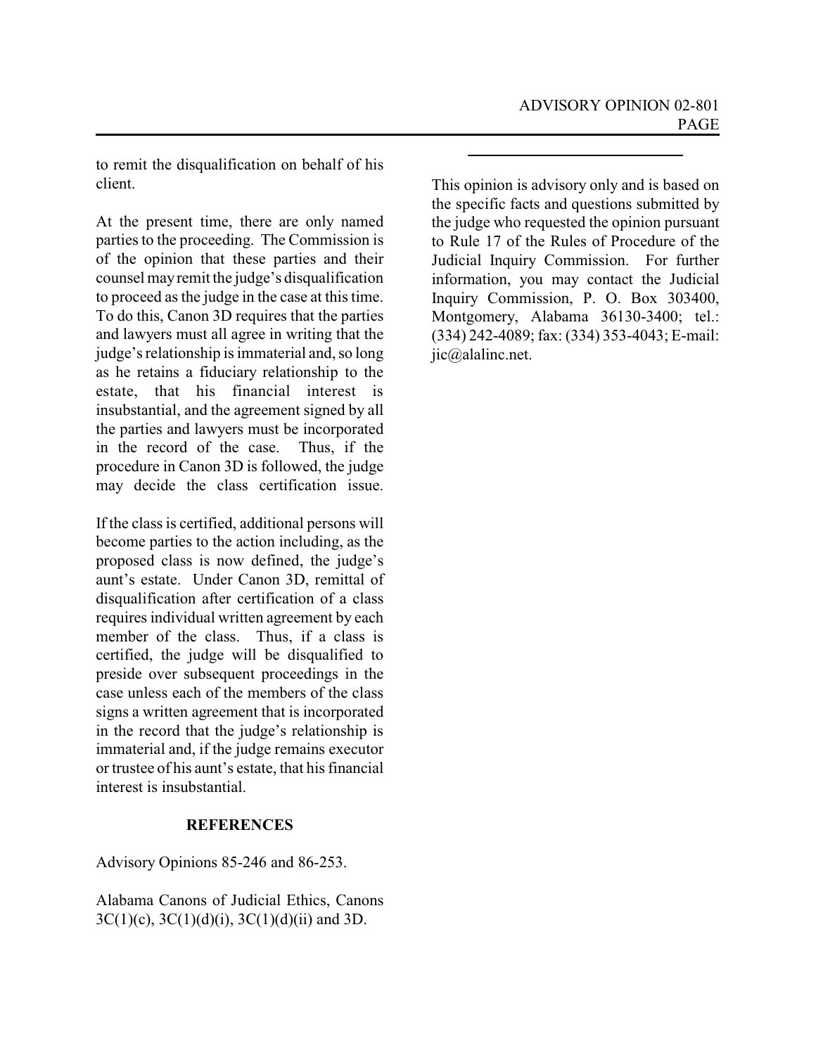to remit the disqualification on behalf of his client.

At the present time, there are only named parties to the proceeding. The Commission is of the opinion that these parties and their counsel may remit the judge's disqualification to proceed as the judge in the case at this time. To do this, Canon 3D requires that the parties and lawyers must all agree in writing that the judge's relationship is immaterial and, so long as he retains a fiduciary relationship to the estate, that his financial interest is insubstantial, and the agreement signed by all the parties and lawyers must be incorporated in the record of the case. Thus, if the procedure in Canon 3D is followed, the judge may decide the class certification issue.

If the class is certified, additional persons will become parties to the action including, as the proposed class is now defined, the judge's aunt's estate. Under Canon 3D, remittal of disqualification after certification of a class requires individual written agreement by each member of the class. Thus, if a class is certified, the judge will be disqualified to preside over subsequent proceedings in the case unless each of the members of the class signs a written agreement that is incorporated in the record that the judge's relationship is immaterial and, if the judge remains executor or trustee of his aunt's estate, that his financial interest is insubstantial.

### REFERENCES

Advisory Opinions 85-246 and 86-253.

Alabama Canons of Judicial Ethics, Canons 3C(1)(c), 3C(1)(d)(i), 3C(1)(d)(ii) and 3D.

---

This opinion is advisory only and is based on the specific facts and questions submitted by the judge who requested the opinion pursuant to Rule 17 of the Rules of Procedure of the Judicial Inquiry Commission. For further information, you may contact the Judicial Inquiry Commission, P. O. Box 303400, Montgomery, Alabama 36130-3400; tel.: (334) 242-4089; fax: (334) 353-4043; E-mail: jic@alalinc.net.